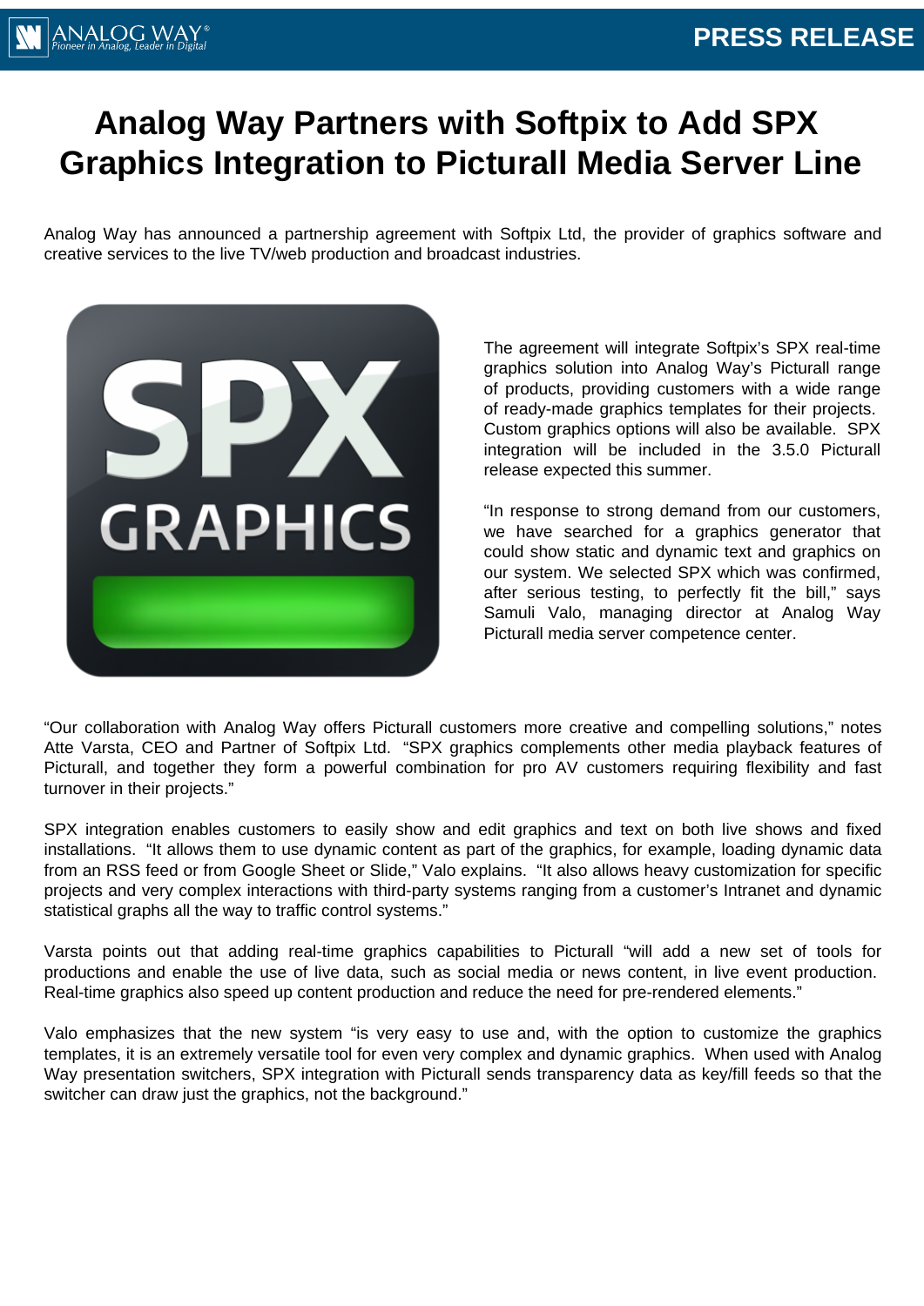PRESS RELEASE

# Analog Way Partners with Softpix to Add SPX Graphics Integration to Picturall Media Server Line

Analog Way has announced a partnership agreement with Softpix Ltd, the provider of graphics software and creative services to the live TV/web production and broadcast industries.

The agreement will integrate Softpix's SPX real-time graphics solution into Analog Way's Picturall range of products, providing customers with a wide range of ready-made graphics templates for their projects. Custom graphics options will also be available. SPX integration will be included in the 3.5.0 Picturall release expected this summer.

"In response to strong demand from our customers, we have searched for a graphics generator that could show static and dynamic text and graphics on our system. We selected SPX which was confirmed, after serious testing, to perfectly fit the bill," says Samuli Valo, managing director at Analog Way Picturall media server competence center.

"Our collaboration with Analog Way offers Picturall customers more creative and compelling solutions," notes Atte Varsta, CEO and Partner of Softpix Ltd. "SPX graphics complements other media playback features of Picturall, and together they form a powerful combination for pro AV customers requiring flexibility and fast turnover in their projects."

SPX integration enables customers to easily show and edit graphics and text on both live shows and fixed installations. "It allows them to use dynamic content as part of the graphics, for example, loading dynamic data from an RSS feed or from Google Sheet or Slide," Valo explains. "It also allows heavy customization for specific projects and very complex interactions with third-party systems ranging from a customer's Intranet and dynamic statistical graphs all the way to traffic control systems."

Varsta points out that adding real-time graphics capabilities to Picturall "will add a new set of tools for productions and enable the use of live data, such as social media or news content, in live event production. Real-time graphics also speed up content production and reduce the need for pre-rendered elements."

Valo emphasizes that the new system "is very easy to use and, with the option to customize the graphics templates, it is an extremely versatile tool for even very complex and dynamic graphics. When used with Analog Way presentation switchers, SPX integration with Picturall sends transparency data as key/fill feeds so that the switcher can draw just the graphics, not the background."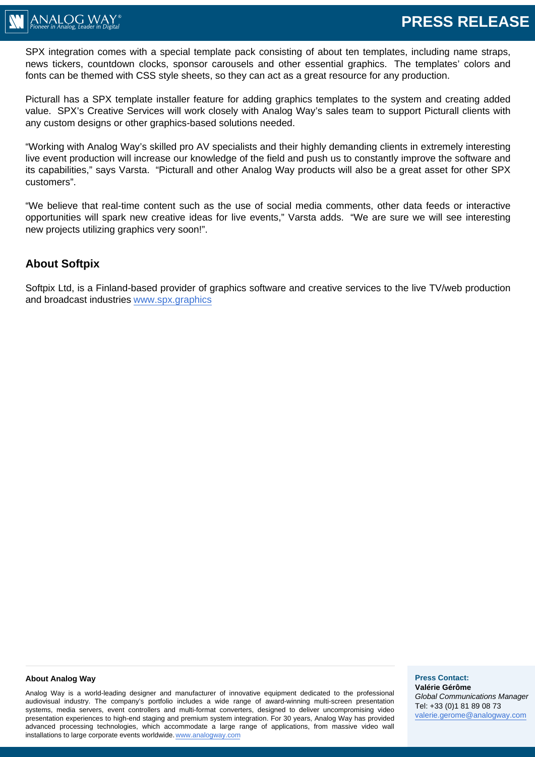SPX integration comes with a special template pack consisting of about ten templates, including name straps, news tickers, countdown clocks, sponsor carousels and other essential graphics. The templates' colors and fonts can be themed with CSS style sheets, so they can act as a great resource for any production.

Picturall has a SPX template installer feature for adding graphics templates to the system and creating added value. SPX's Creative Services will work closely with Analog Way's sales team to support Picturall clients with any custom designs or other graphics-based solutions needed.

"Working with Analog Way's skilled pro AV specialists and their highly demanding clients in extremely interesting live event production will increase our knowledge of the field and push us to constantly improve the software and its capabilities," says Varsta. "Picturall and other Analog Way products will also be a great asset for other SPX customers".

"We believe that real-time content such as the use of social media comments, other data feeds or interactive opportunities will spark new creative ideas for live events," Varsta adds. "We are sure we will see interesting new projects utilizing graphics very soon!".

## About Softpix

Softpix Ltd, is a Finland-based provider of graphics software and creative services to the live TV/web production and broadcast industries www.spx.graphics

**About Analog Way**

Analog Way is a world-leading designer and manufacturer of innovative equipment dedicated to the professional audiovisual industry. The company's portfolio includes a wide range of award-winning multi-screen presentation systems, media servers, event controllers and multi-format converters, designed to deliver uncompromising video presentation experiences to high-end staging and premium system integration. For 30 years, Analog Way has provided advanced processing technologies, which accommodate a large range of applications, from massive video wall installations to large corporate events worldwide. www.analogway.com

**Press Contact:**
**Valérie Gérôme**
*Global Communications Manager*
Tel: +33 (0)1 81 89 08 73
valerie.gerome@analogway.com